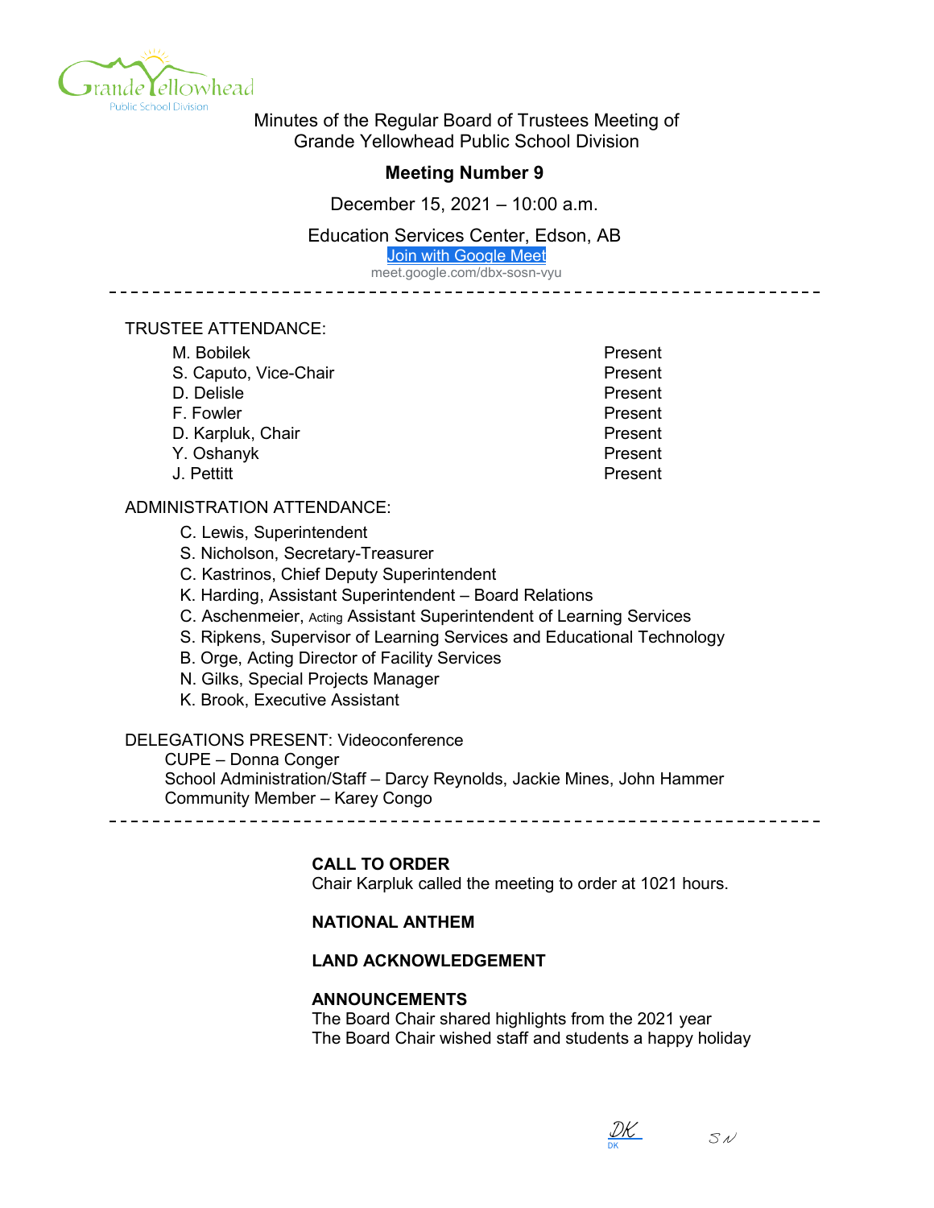Minutes of the Regular Board of Trustees Meeting of Grande Yellowhead Public School Division

**Meeting Number 9**

December 15, 2021 – 10:00 a.m.

Education Services Center, Edson, AB

Join with Google Meet

meet.google.com/dbx-sosn-vyu

---

TRUSTEE ATTENDANCE:

| | |
|---|---|
| M. Bobilek | Present |
| S. Caputo, Vice-Chair | Present |
| D. Delisle | Present |
| F. Fowler | Present |
| D. Karpluk, Chair | Present |
| Y. Oshanyk | Present |
| J. Pettitt | Present |

ADMINISTRATION ATTENDANCE:

- C. Lewis, Superintendent
- S. Nicholson, Secretary-Treasurer
- C. Kastrinos, Chief Deputy Superintendent
- K. Harding, Assistant Superintendent – Board Relations
- C. Aschenmeier, Acting Assistant Superintendent of Learning Services
- S. Ripkens, Supervisor of Learning Services and Educational Technology
- B. Orge, Acting Director of Facility Services
- N. Gilks, Special Projects Manager
- K. Brook, Executive Assistant

DELEGATIONS PRESENT: Videoconference

CUPE – Donna Conger

School Administration/Staff – Darcy Reynolds, Jackie Mines, John Hammer

Community Member – Karey Congo

---

**CALL TO ORDER**

Chair Karpluk called the meeting to order at 1021 hours.

**NATIONAL ANTHEM**

**LAND ACKNOWLEDGEMENT**

**ANNOUNCEMENTS**

The Board Chair shared highlights from the 2021 year

The Board Chair wished staff and students a happy holiday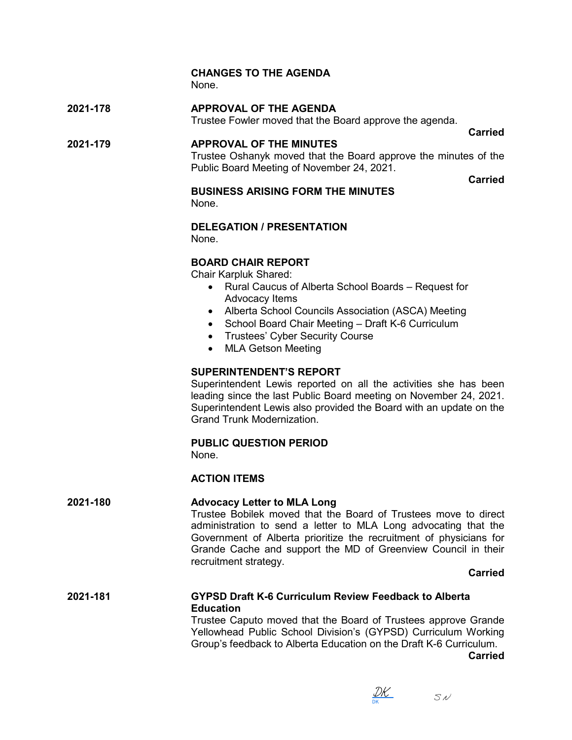**CHANGES TO THE AGENDA**
None.

**2021-178** **APPROVAL OF THE AGENDA**
Trustee Fowler moved that the Board approve the agenda.

**Carried**

**2021-179** **APPROVAL OF THE MINUTES**
Trustee Oshanyk moved that the Board approve the minutes of the Public Board Meeting of November 24, 2021.

**Carried**

**BUSINESS ARISING FORM THE MINUTES**
None.

**DELEGATION / PRESENTATION**
None.

**BOARD CHAIR REPORT**
Chair Karpluk Shared:

- Rural Caucus of Alberta School Boards – Request for Advocacy Items
- Alberta School Councils Association (ASCA) Meeting
- School Board Chair Meeting – Draft K-6 Curriculum
- Trustees' Cyber Security Course
- MLA Getson Meeting

**SUPERINTENDENT'S REPORT**
Superintendent Lewis reported on all the activities she has been leading since the last Public Board meeting on November 24, 2021. Superintendent Lewis also provided the Board with an update on the Grand Trunk Modernization.

**PUBLIC QUESTION PERIOD**
None.

**ACTION ITEMS**

**2021-180** **Advocacy Letter to MLA Long**
Trustee Bobilek moved that the Board of Trustees move to direct administration to send a letter to MLA Long advocating that the Government of Alberta prioritize the recruitment of physicians for Grande Cache and support the MD of Greenview Council in their recruitment strategy.

**Carried**

**2021-181** **GYPSD Draft K-6 Curriculum Review Feedback to Alberta Education**
Trustee Caputo moved that the Board of Trustees approve Grande Yellowhead Public School Division's (GYPSD) Curriculum Working Group's feedback to Alberta Education on the Draft K-6 Curriculum.

**Carried**

DK SN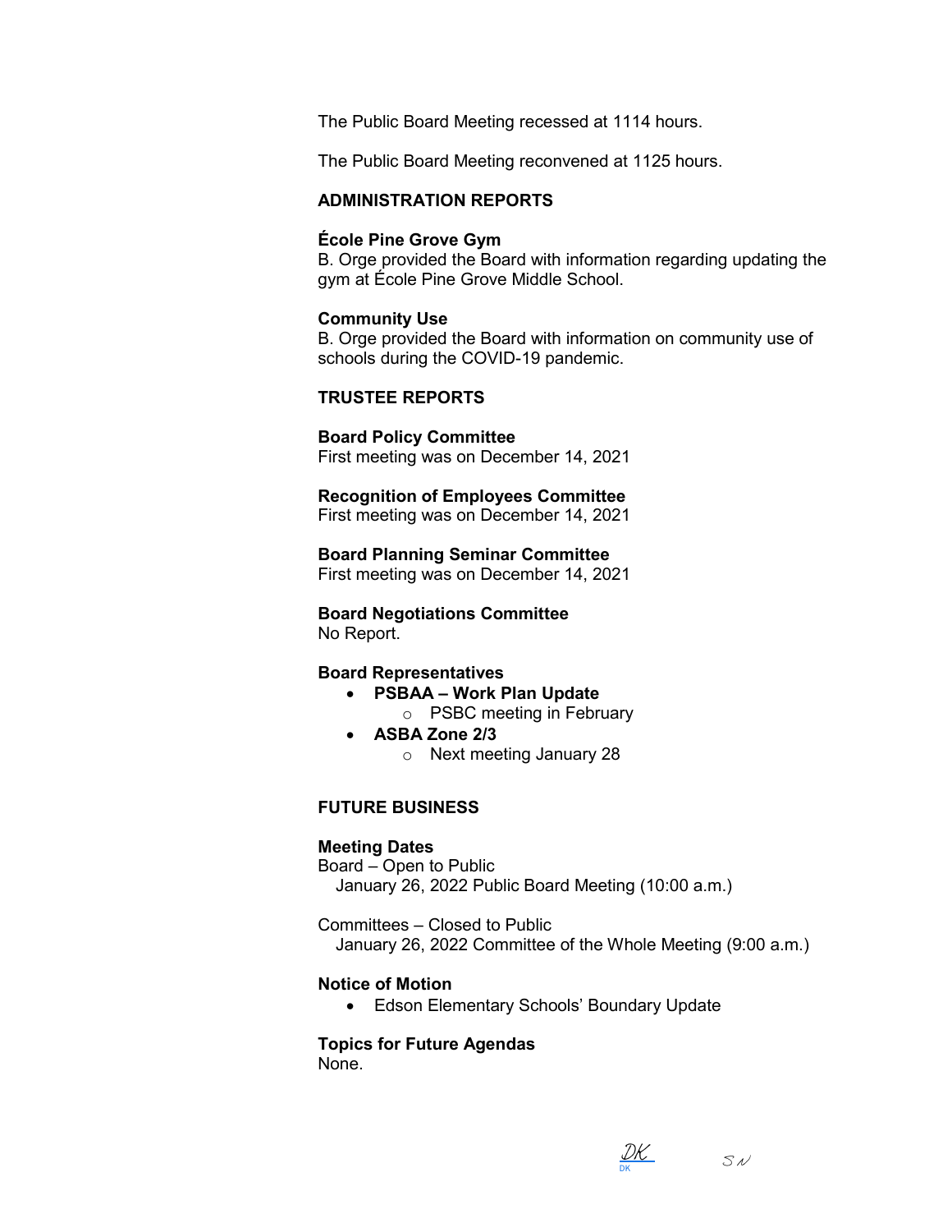The Public Board Meeting recessed at 1114 hours.

The Public Board Meeting reconvened at 1125 hours.

## ADMINISTRATION REPORTS

**École Pine Grove Gym**
B. Orge provided the Board with information regarding updating the gym at École Pine Grove Middle School.

**Community Use**
B. Orge provided the Board with information on community use of schools during the COVID-19 pandemic.

## TRUSTEE REPORTS

**Board Policy Committee**
First meeting was on December 14, 2021

**Recognition of Employees Committee**
First meeting was on December 14, 2021

**Board Planning Seminar Committee**
First meeting was on December 14, 2021

**Board Negotiations Committee**
No Report.

**Board Representatives**

- **PSBAA – Work Plan Update**
  - PSBC meeting in February
- **ASBA Zone 2/3**
  - Next meeting January 28

## FUTURE BUSINESS

**Meeting Dates**
Board – Open to Public
January 26, 2022 Public Board Meeting (10:00 a.m.)

Committees – Closed to Public
January 26, 2022 Committee of the Whole Meeting (9:00 a.m.)

**Notice of Motion**

- Edson Elementary Schools' Boundary Update

**Topics for Future Agendas**
None.

DK SN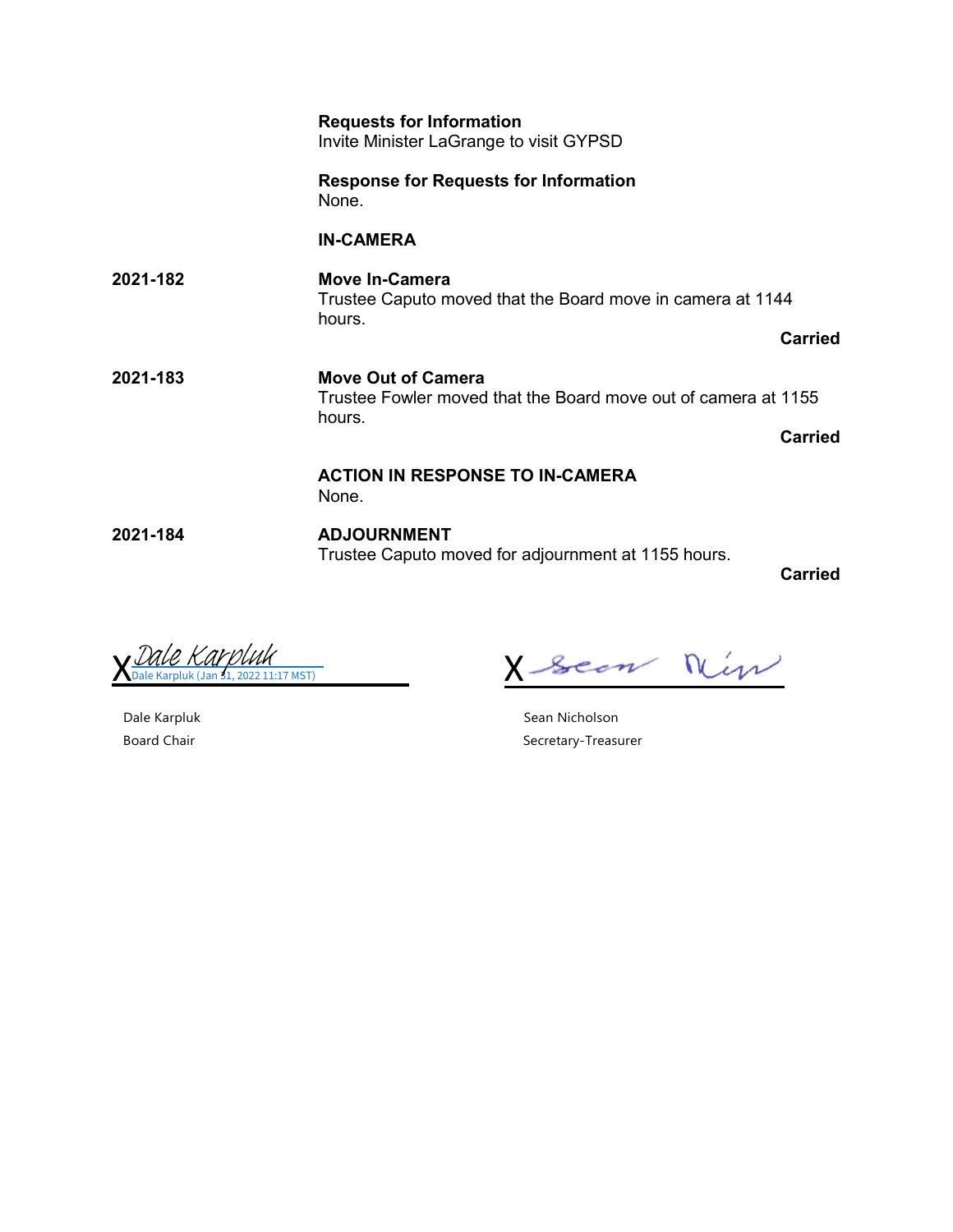**Requests for Information**
Invite Minister LaGrange to visit GYPSD

**Response for Requests for Information**
None.

**IN-CAMERA**

**2021-182** **Move In-Camera**
Trustee Caputo moved that the Board move in camera at 1144 hours.

**Carried**

**2021-183** **Move Out of Camera**
Trustee Fowler moved that the Board move out of camera at 1155 hours.

**Carried**

**ACTION IN RESPONSE TO IN-CAMERA**
None.

**2021-184** **ADJOURNMENT**
Trustee Caputo moved for adjournment at 1155 hours.

**Carried**

X Dale Karpluk
Dale Karpluk (Jan 31, 2022 11:17 MST)

Dale Karpluk
Board Chair

X

Sean Nicholson
Secretary-Treasurer